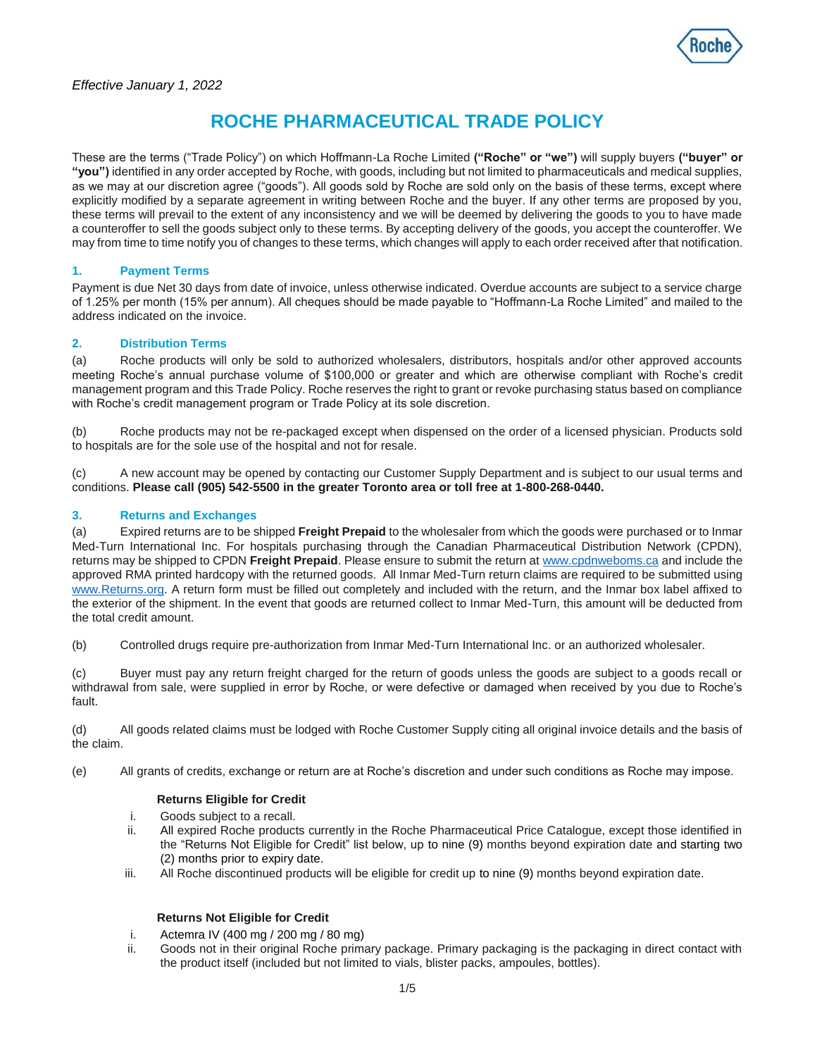*Effective January 1, 2022*

# ROCHE PHARMACEUTICAL TRADE POLICY

These are the terms ("Trade Policy") on which Hoffmann-La Roche Limited **("Roche" or "we")** will supply buyers **("buyer" or "you")** identified in any order accepted by Roche, with goods, including but not limited to pharmaceuticals and medical supplies, as we may at our discretion agree ("goods"). All goods sold by Roche are sold only on the basis of these terms, except where explicitly modified by a separate agreement in writing between Roche and the buyer. If any other terms are proposed by you, these terms will prevail to the extent of any inconsistency and we will be deemed by delivering the goods to you to have made a counteroffer to sell the goods subject only to these terms. By accepting delivery of the goods, you accept the counteroffer. We may from time to time notify you of changes to these terms, which changes will apply to each order received after that notification.

## 1. Payment Terms

Payment is due Net 30 days from date of invoice, unless otherwise indicated. Overdue accounts are subject to a service charge of 1.25% per month (15% per annum). All cheques should be made payable to "Hoffmann-La Roche Limited" and mailed to the address indicated on the invoice.

## 2. Distribution Terms

(a) Roche products will only be sold to authorized wholesalers, distributors, hospitals and/or other approved accounts meeting Roche's annual purchase volume of $100,000 or greater and which are otherwise compliant with Roche's credit management program and this Trade Policy. Roche reserves the right to grant or revoke purchasing status based on compliance with Roche's credit management program or Trade Policy at its sole discretion.

(b) Roche products may not be re-packaged except when dispensed on the order of a licensed physician. Products sold to hospitals are for the sole use of the hospital and not for resale.

(c) A new account may be opened by contacting our Customer Supply Department and is subject to our usual terms and conditions. **Please call (905) 542-5500 in the greater Toronto area or toll free at 1-800-268-0440.**

## 3. Returns and Exchanges

(a) Expired returns are to be shipped **Freight Prepaid** to the wholesaler from which the goods were purchased or to Inmar Med-Turn International Inc. For hospitals purchasing through the Canadian Pharmaceutical Distribution Network (CPDN), returns may be shipped to CPDN **Freight Prepaid**. Please ensure to submit the return at www.cpdnweboms.ca and include the approved RMA printed hardcopy with the returned goods. All Inmar Med-Turn return claims are required to be submitted using www.Returns.org. A return form must be filled out completely and included with the return, and the Inmar box label affixed to the exterior of the shipment. In the event that goods are returned collect to Inmar Med-Turn, this amount will be deducted from the total credit amount.

(b) Controlled drugs require pre-authorization from Inmar Med-Turn International Inc. or an authorized wholesaler.

(c) Buyer must pay any return freight charged for the return of goods unless the goods are subject to a goods recall or withdrawal from sale, were supplied in error by Roche, or were defective or damaged when received by you due to Roche's fault.

(d) All goods related claims must be lodged with Roche Customer Supply citing all original invoice details and the basis of the claim.

(e) All grants of credits, exchange or return are at Roche's discretion and under such conditions as Roche may impose.

**Returns Eligible for Credit**

i. Goods subject to a recall.
ii. All expired Roche products currently in the Roche Pharmaceutical Price Catalogue, except those identified in the "Returns Not Eligible for Credit" list below, up to nine (9) months beyond expiration date and starting two (2) months prior to expiry date.
iii. All Roche discontinued products will be eligible for credit up to nine (9) months beyond expiration date.

**Returns Not Eligible for Credit**

i. Actemra IV (400 mg / 200 mg / 80 mg)
ii. Goods not in their original Roche primary package. Primary packaging is the packaging in direct contact with the product itself (included but not limited to vials, blister packs, ampoules, bottles).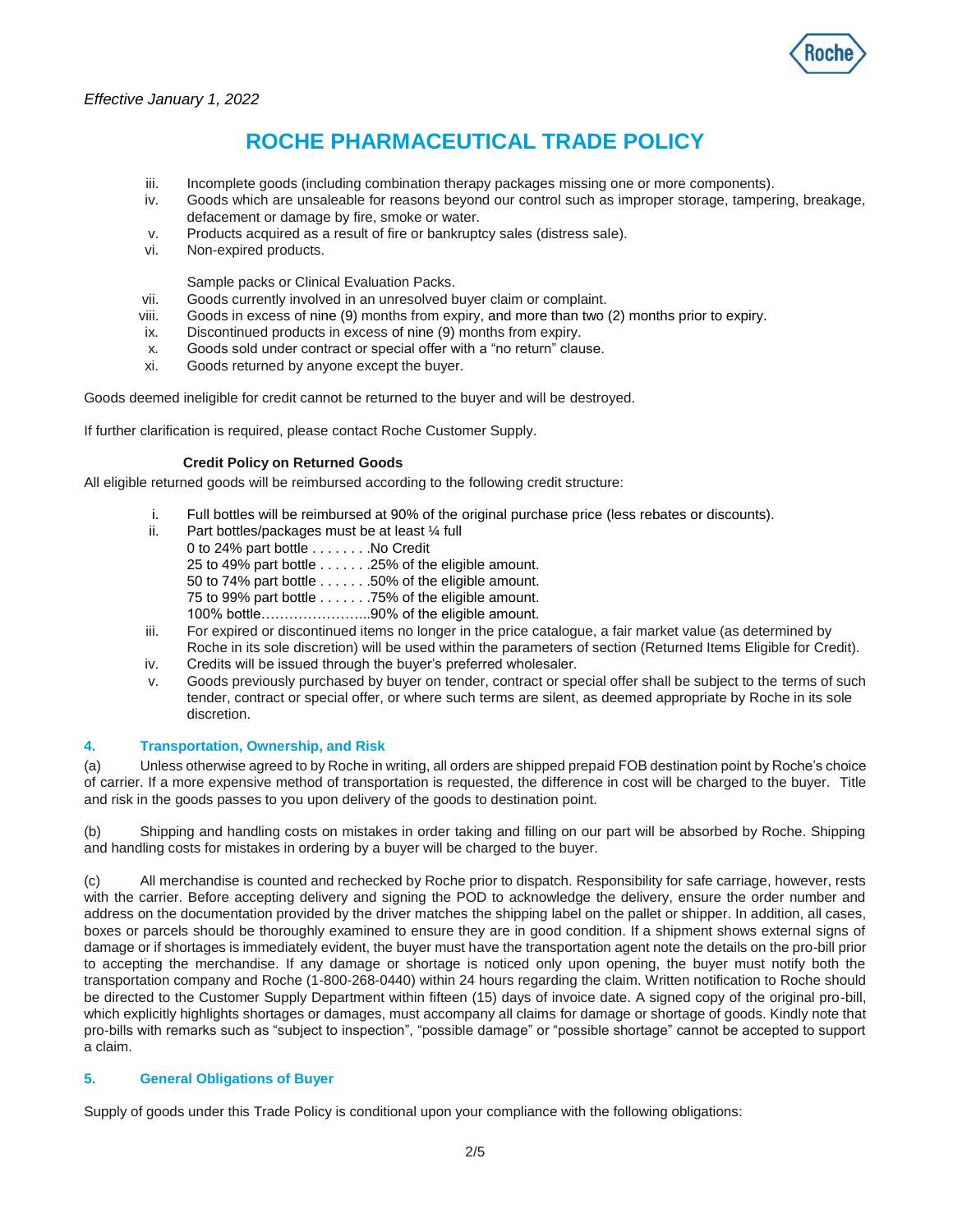*Effective January 1, 2022*

# ROCHE PHARMACEUTICAL TRADE POLICY

iii. Incomplete goods (including combination therapy packages missing one or more components).
iv. Goods which are unsaleable for reasons beyond our control such as improper storage, tampering, breakage, defacement or damage by fire, smoke or water.
v. Products acquired as a result of fire or bankruptcy sales (distress sale).
vi. Non-expired products.

Sample packs or Clinical Evaluation Packs.

vii. Goods currently involved in an unresolved buyer claim or complaint.
viii. Goods in excess of nine (9) months from expiry, and more than two (2) months prior to expiry.
ix. Discontinued products in excess of nine (9) months from expiry.
x. Goods sold under contract or special offer with a "no return" clause.
xi. Goods returned by anyone except the buyer.

Goods deemed ineligible for credit cannot be returned to the buyer and will be destroyed.

If further clarification is required, please contact Roche Customer Supply.

**Credit Policy on Returned Goods**

All eligible returned goods will be reimbursed according to the following credit structure:

i. Full bottles will be reimbursed at 90% of the original purchase price (less rebates or discounts).
ii. Part bottles/packages must be at least ¼ full
   0 to 24% part bottle . . . . . . . .No Credit
   25 to 49% part bottle . . . . . . .25% of the eligible amount.
   50 to 74% part bottle . . . . . . .50% of the eligible amount.
   75 to 99% part bottle . . . . . . .75% of the eligible amount.
   100% bottle…………………...90% of the eligible amount.
iii. For expired or discontinued items no longer in the price catalogue, a fair market value (as determined by Roche in its sole discretion) will be used within the parameters of section (Returned Items Eligible for Credit).
iv. Credits will be issued through the buyer's preferred wholesaler.
v. Goods previously purchased by buyer on tender, contract or special offer shall be subject to the terms of such tender, contract or special offer, or where such terms are silent, as deemed appropriate by Roche in its sole discretion.

## 4. Transportation, Ownership, and Risk

(a) Unless otherwise agreed to by Roche in writing, all orders are shipped prepaid FOB destination point by Roche's choice of carrier. If a more expensive method of transportation is requested, the difference in cost will be charged to the buyer. Title and risk in the goods passes to you upon delivery of the goods to destination point.

(b) Shipping and handling costs on mistakes in order taking and filling on our part will be absorbed by Roche. Shipping and handling costs for mistakes in ordering by a buyer will be charged to the buyer.

(c) All merchandise is counted and rechecked by Roche prior to dispatch. Responsibility for safe carriage, however, rests with the carrier. Before accepting delivery and signing the POD to acknowledge the delivery, ensure the order number and address on the documentation provided by the driver matches the shipping label on the pallet or shipper. In addition, all cases, boxes or parcels should be thoroughly examined to ensure they are in good condition. If a shipment shows external signs of damage or if shortages is immediately evident, the buyer must have the transportation agent note the details on the pro-bill prior to accepting the merchandise. If any damage or shortage is noticed only upon opening, the buyer must notify both the transportation company and Roche (1-800-268-0440) within 24 hours regarding the claim. Written notification to Roche should be directed to the Customer Supply Department within fifteen (15) days of invoice date. A signed copy of the original pro-bill, which explicitly highlights shortages or damages, must accompany all claims for damage or shortage of goods. Kindly note that pro-bills with remarks such as "subject to inspection", "possible damage" or "possible shortage" cannot be accepted to support a claim.

## 5. General Obligations of Buyer

Supply of goods under this Trade Policy is conditional upon your compliance with the following obligations: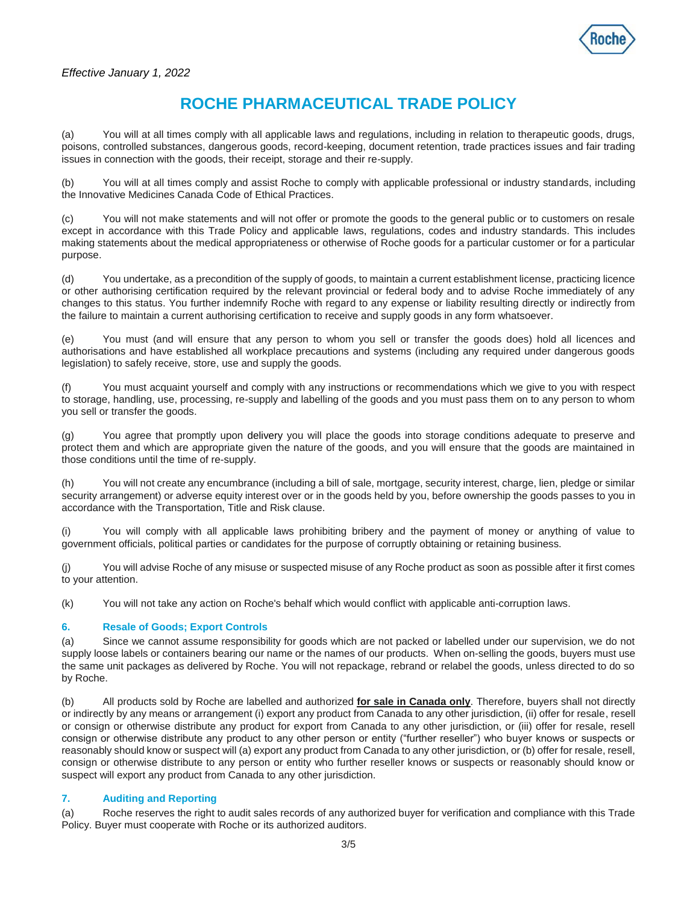*Effective January 1, 2022*

# ROCHE PHARMACEUTICAL TRADE POLICY

(a) You will at all times comply with all applicable laws and regulations, including in relation to therapeutic goods, drugs, poisons, controlled substances, dangerous goods, record-keeping, document retention, trade practices issues and fair trading issues in connection with the goods, their receipt, storage and their re-supply.

(b) You will at all times comply and assist Roche to comply with applicable professional or industry standards, including the Innovative Medicines Canada Code of Ethical Practices.

(c) You will not make statements and will not offer or promote the goods to the general public or to customers on resale except in accordance with this Trade Policy and applicable laws, regulations, codes and industry standards. This includes making statements about the medical appropriateness or otherwise of Roche goods for a particular customer or for a particular purpose.

(d) You undertake, as a precondition of the supply of goods, to maintain a current establishment license, practicing licence or other authorising certification required by the relevant provincial or federal body and to advise Roche immediately of any changes to this status. You further indemnify Roche with regard to any expense or liability resulting directly or indirectly from the failure to maintain a current authorising certification to receive and supply goods in any form whatsoever.

(e) You must (and will ensure that any person to whom you sell or transfer the goods does) hold all licences and authorisations and have established all workplace precautions and systems (including any required under dangerous goods legislation) to safely receive, store, use and supply the goods.

(f) You must acquaint yourself and comply with any instructions or recommendations which we give to you with respect to storage, handling, use, processing, re-supply and labelling of the goods and you must pass them on to any person to whom you sell or transfer the goods.

(g) You agree that promptly upon delivery you will place the goods into storage conditions adequate to preserve and protect them and which are appropriate given the nature of the goods, and you will ensure that the goods are maintained in those conditions until the time of re-supply.

(h) You will not create any encumbrance (including a bill of sale, mortgage, security interest, charge, lien, pledge or similar security arrangement) or adverse equity interest over or in the goods held by you, before ownership the goods passes to you in accordance with the Transportation, Title and Risk clause.

(i) You will comply with all applicable laws prohibiting bribery and the payment of money or anything of value to government officials, political parties or candidates for the purpose of corruptly obtaining or retaining business.

(j) You will advise Roche of any misuse or suspected misuse of any Roche product as soon as possible after it first comes to your attention.

(k) You will not take any action on Roche's behalf which would conflict with applicable anti-corruption laws.

### 6. Resale of Goods; Export Controls

(a) Since we cannot assume responsibility for goods which are not packed or labelled under our supervision, we do not supply loose labels or containers bearing our name or the names of our products. When on-selling the goods, buyers must use the same unit packages as delivered by Roche. You will not repackage, rebrand or relabel the goods, unless directed to do so by Roche.

(b) All products sold by Roche are labelled and authorized **for sale in Canada only**. Therefore, buyers shall not directly or indirectly by any means or arrangement (i) export any product from Canada to any other jurisdiction, (ii) offer for resale, resell or consign or otherwise distribute any product for export from Canada to any other jurisdiction, or (iii) offer for resale, resell consign or otherwise distribute any product to any other person or entity ("further reseller") who buyer knows or suspects or reasonably should know or suspect will (a) export any product from Canada to any other jurisdiction, or (b) offer for resale, resell, consign or otherwise distribute to any person or entity who further reseller knows or suspects or reasonably should know or suspect will export any product from Canada to any other jurisdiction.

### 7. Auditing and Reporting

(a) Roche reserves the right to audit sales records of any authorized buyer for verification and compliance with this Trade Policy. Buyer must cooperate with Roche or its authorized auditors.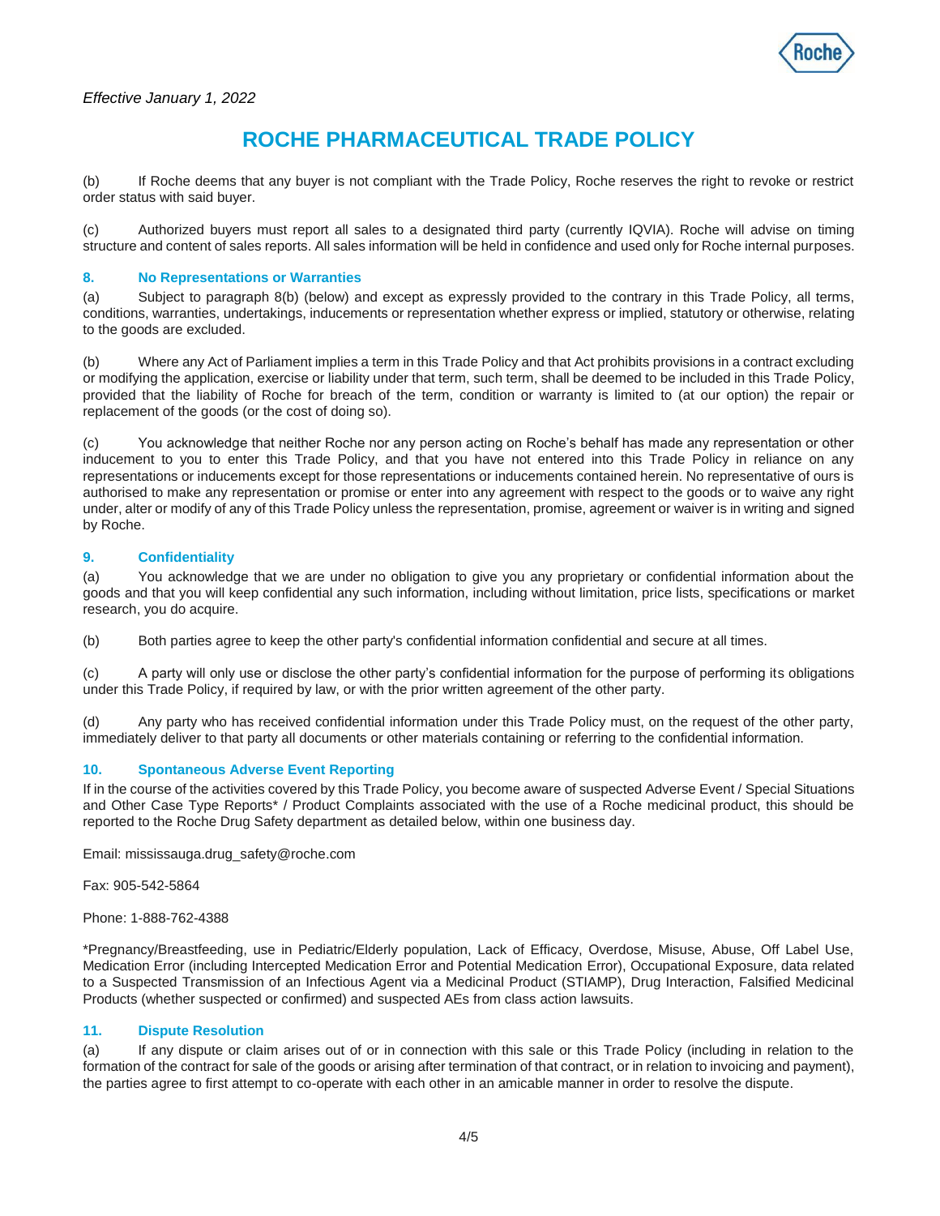*Effective January 1, 2022*

# ROCHE PHARMACEUTICAL TRADE POLICY

(b) If Roche deems that any buyer is not compliant with the Trade Policy, Roche reserves the right to revoke or restrict order status with said buyer.

(c) Authorized buyers must report all sales to a designated third party (currently IQVIA). Roche will advise on timing structure and content of sales reports. All sales information will be held in confidence and used only for Roche internal purposes.

### 8. No Representations or Warranties

(a) Subject to paragraph 8(b) (below) and except as expressly provided to the contrary in this Trade Policy, all terms, conditions, warranties, undertakings, inducements or representation whether express or implied, statutory or otherwise, relating to the goods are excluded.

(b) Where any Act of Parliament implies a term in this Trade Policy and that Act prohibits provisions in a contract excluding or modifying the application, exercise or liability under that term, such term, shall be deemed to be included in this Trade Policy, provided that the liability of Roche for breach of the term, condition or warranty is limited to (at our option) the repair or replacement of the goods (or the cost of doing so).

(c) You acknowledge that neither Roche nor any person acting on Roche's behalf has made any representation or other inducement to you to enter this Trade Policy, and that you have not entered into this Trade Policy in reliance on any representations or inducements except for those representations or inducements contained herein. No representative of ours is authorised to make any representation or promise or enter into any agreement with respect to the goods or to waive any right under, alter or modify of any of this Trade Policy unless the representation, promise, agreement or waiver is in writing and signed by Roche.

### 9. Confidentiality

(a) You acknowledge that we are under no obligation to give you any proprietary or confidential information about the goods and that you will keep confidential any such information, including without limitation, price lists, specifications or market research, you do acquire.

(b) Both parties agree to keep the other party's confidential information confidential and secure at all times.

(c) A party will only use or disclose the other party's confidential information for the purpose of performing its obligations under this Trade Policy, if required by law, or with the prior written agreement of the other party.

(d) Any party who has received confidential information under this Trade Policy must, on the request of the other party, immediately deliver to that party all documents or other materials containing or referring to the confidential information.

### 10. Spontaneous Adverse Event Reporting

If in the course of the activities covered by this Trade Policy, you become aware of suspected Adverse Event / Special Situations and Other Case Type Reports* / Product Complaints associated with the use of a Roche medicinal product, this should be reported to the Roche Drug Safety department as detailed below, within one business day.

Email: mississauga.drug_safety@roche.com

Fax: 905-542-5864

Phone: 1-888-762-4388

*Pregnancy/Breastfeeding, use in Pediatric/Elderly population, Lack of Efficacy, Overdose, Misuse, Abuse, Off Label Use, Medication Error (including Intercepted Medication Error and Potential Medication Error), Occupational Exposure, data related to a Suspected Transmission of an Infectious Agent via a Medicinal Product (STIAMP), Drug Interaction, Falsified Medicinal Products (whether suspected or confirmed) and suspected AEs from class action lawsuits.

### 11. Dispute Resolution

(a) If any dispute or claim arises out of or in connection with this sale or this Trade Policy (including in relation to the formation of the contract for sale of the goods or arising after termination of that contract, or in relation to invoicing and payment), the parties agree to first attempt to co-operate with each other in an amicable manner in order to resolve the dispute.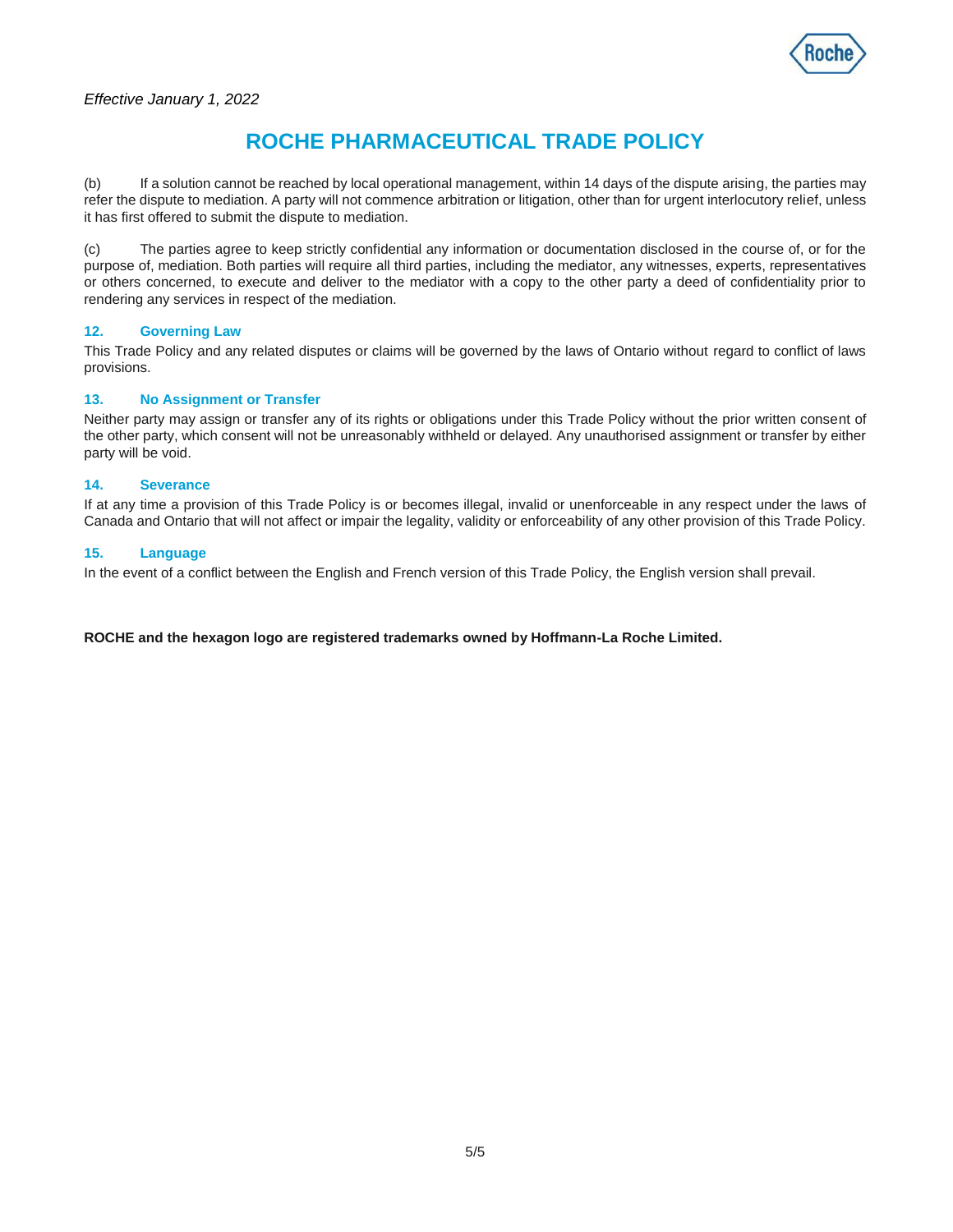*Effective January 1, 2022*

# ROCHE PHARMACEUTICAL TRADE POLICY

(b) If a solution cannot be reached by local operational management, within 14 days of the dispute arising, the parties may refer the dispute to mediation. A party will not commence arbitration or litigation, other than for urgent interlocutory relief, unless it has first offered to submit the dispute to mediation.

(c) The parties agree to keep strictly confidential any information or documentation disclosed in the course of, or for the purpose of, mediation. Both parties will require all third parties, including the mediator, any witnesses, experts, representatives or others concerned, to execute and deliver to the mediator with a copy to the other party a deed of confidentiality prior to rendering any services in respect of the mediation.

## 12. Governing Law

This Trade Policy and any related disputes or claims will be governed by the laws of Ontario without regard to conflict of laws provisions.

## 13. No Assignment or Transfer

Neither party may assign or transfer any of its rights or obligations under this Trade Policy without the prior written consent of the other party, which consent will not be unreasonably withheld or delayed. Any unauthorised assignment or transfer by either party will be void.

## 14. Severance

If at any time a provision of this Trade Policy is or becomes illegal, invalid or unenforceable in any respect under the laws of Canada and Ontario that will not affect or impair the legality, validity or enforceability of any other provision of this Trade Policy.

## 15. Language

In the event of a conflict between the English and French version of this Trade Policy, the English version shall prevail.

**ROCHE and the hexagon logo are registered trademarks owned by Hoffmann-La Roche Limited.**